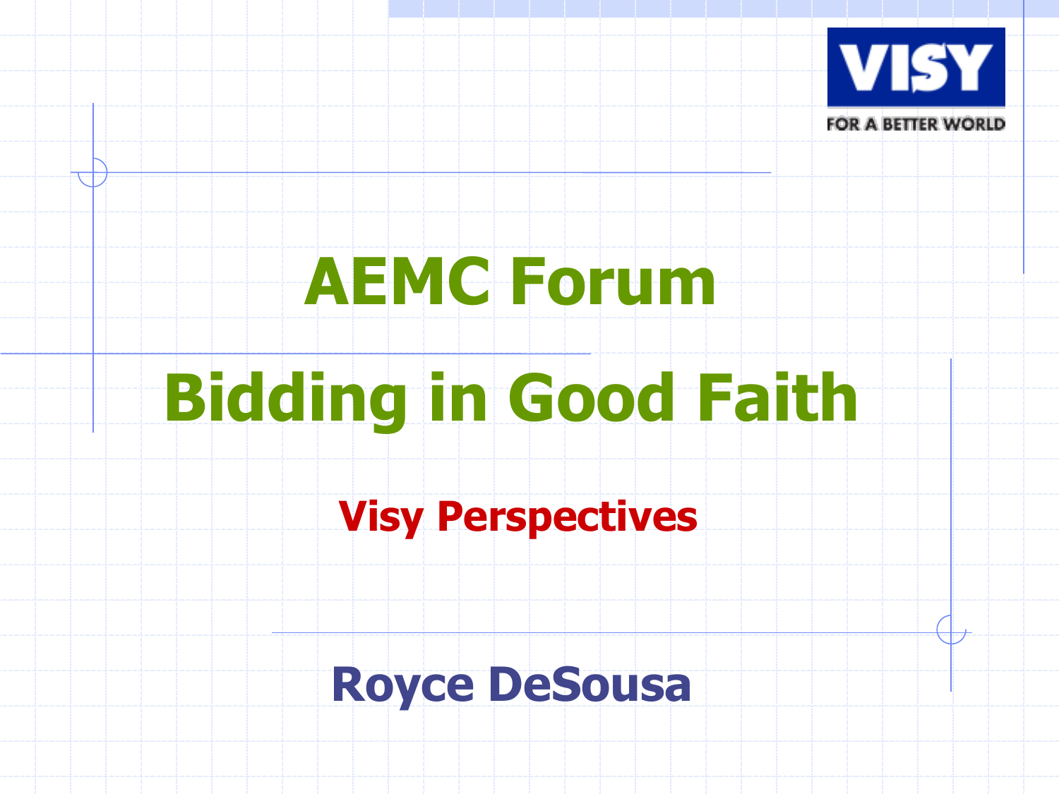VISY

FOR A BETTER WORLD

# AEMC Forum

# Bidding in Good Faith

## Visy Perspectives

**Royce DeSousa**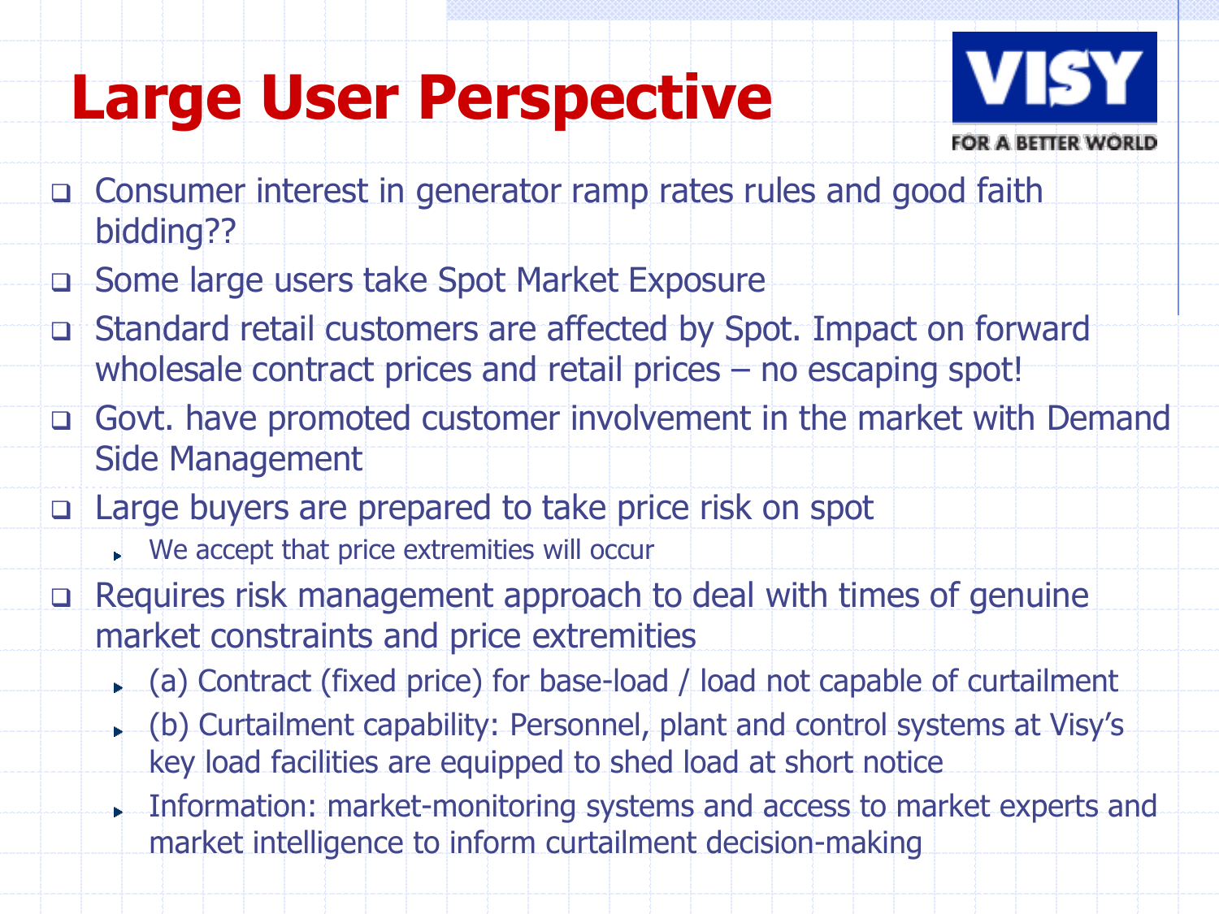# Large User Perspective

VISY
FOR A BETTER WORLD

- Consumer interest in generator ramp rates rules and good faith bidding??
- Some large users take Spot Market Exposure
- Standard retail customers are affected by Spot. Impact on forward wholesale contract prices and retail prices – no escaping spot!
- Govt. have promoted customer involvement in the market with Demand Side Management
- Large buyers are prepared to take price risk on spot
  - We accept that price extremities will occur
- Requires risk management approach to deal with times of genuine market constraints and price extremities
  - (a) Contract (fixed price) for base-load / load not capable of curtailment
  - (b) Curtailment capability: Personnel, plant and control systems at Visy's key load facilities are equipped to shed load at short notice
  - Information: market-monitoring systems and access to market experts and market intelligence to inform curtailment decision-making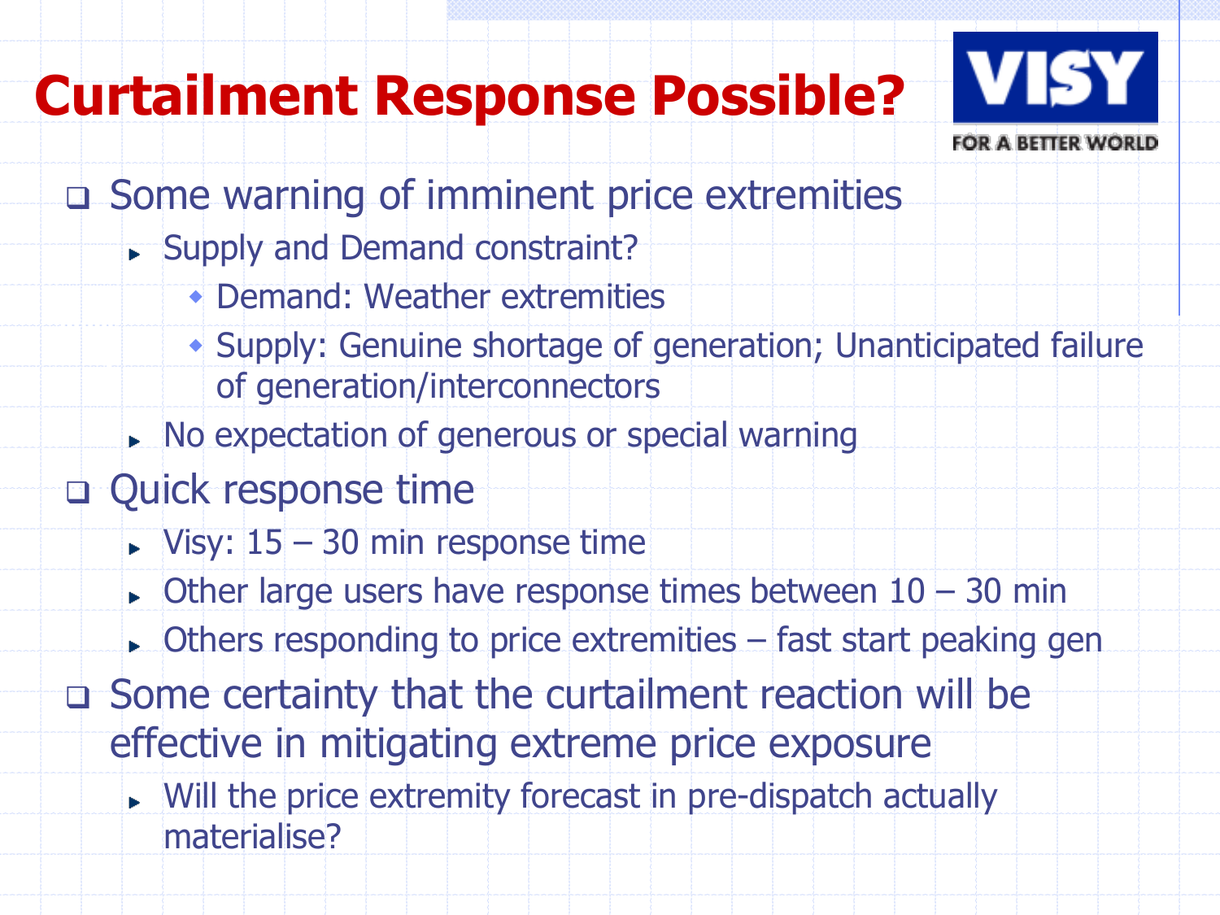# Curtailment Response Possible?

- Some warning of imminent price extremities
  - Supply and Demand constraint?
    - Demand: Weather extremities
    - Supply: Genuine shortage of generation; Unanticipated failure of generation/interconnectors
  - No expectation of generous or special warning
- Quick response time
  - Visy: 15 – 30 min response time
  - Other large users have response times between 10 – 30 min
  - Others responding to price extremities – fast start peaking gen
- Some certainty that the curtailment reaction will be effective in mitigating extreme price exposure
  - Will the price extremity forecast in pre-dispatch actually materialise?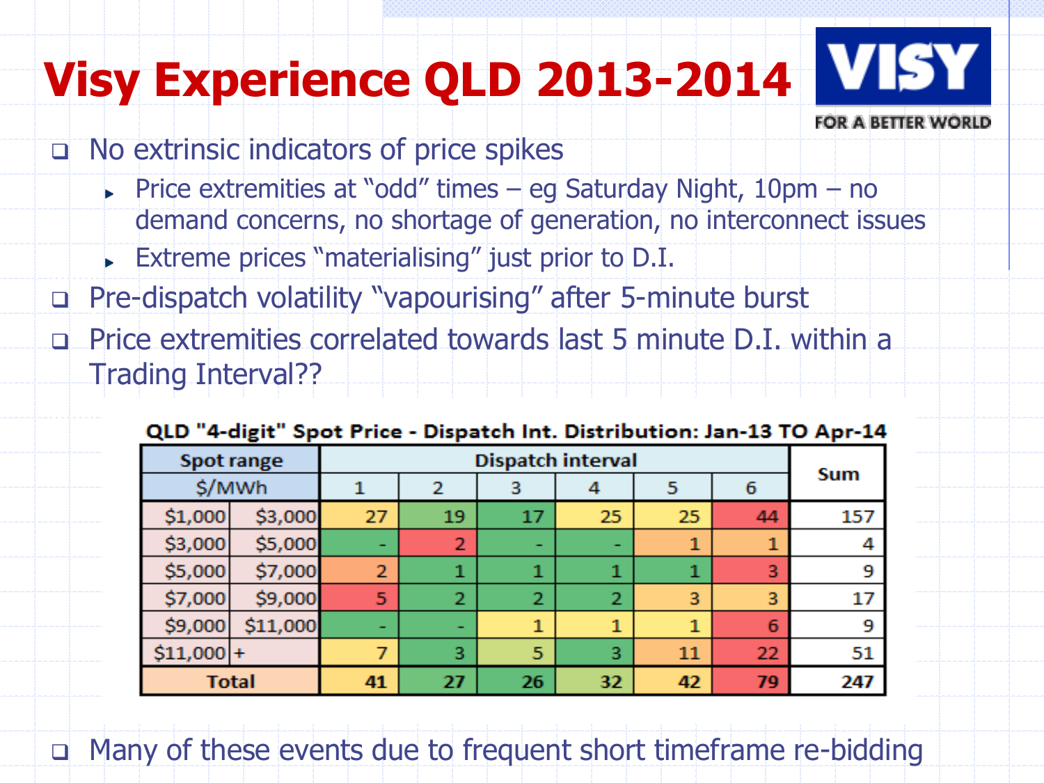# Visy Experience QLD 2013-2014

VISY FOR A BETTER WORLD

- No extrinsic indicators of price spikes
  - Price extremities at "odd" times – eg Saturday Night, 10pm – no demand concerns, no shortage of generation, no interconnect issues
  - Extreme prices "materialising" just prior to D.I.
- Pre-dispatch volatility "vapourising" after 5-minute burst
- Price extremities correlated towards last 5 minute D.I. within a Trading Interval??

**QLD "4-digit" Spot Price - Dispatch Int. Distribution: Jan-13 TO Apr-14**

| Spot range $/MWh | | Dispatch interval 1 | 2 | 3 | 4 | 5 | 6 | Sum |
|---|---|---|---|---|---|---|---|---|
| $1,000 | $3,000 | 27 | 19 | 17 | 25 | 25 | 44 | 157 |
| $3,000 | $5,000 | - | 2 | - | - | 1 | 1 | 4 |
| $5,000 | $7,000 | 2 | 1 | 1 | 1 | 1 | 3 | 9 |
| $7,000 | $9,000 | 5 | 2 | 2 | 2 | 3 | 3 | 17 |
| $9,000 | $11,000 | - | - | 1 | 1 | 1 | 6 | 9 |
| $11,000 | + | 7 | 3 | 5 | 3 | 11 | 22 | 51 |
| **Total** | | **41** | **27** | **26** | **32** | **42** | **79** | **247** |

- Many of these events due to frequent short timeframe re-bidding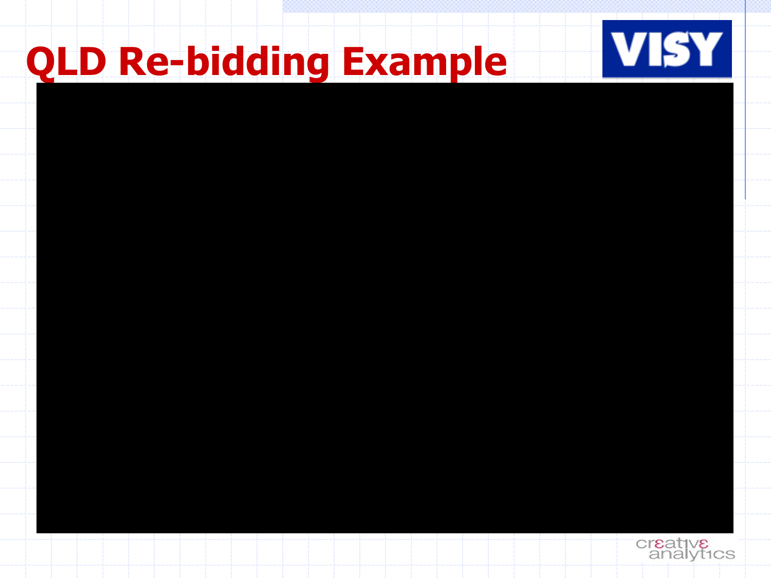# QLD Re-bidding Example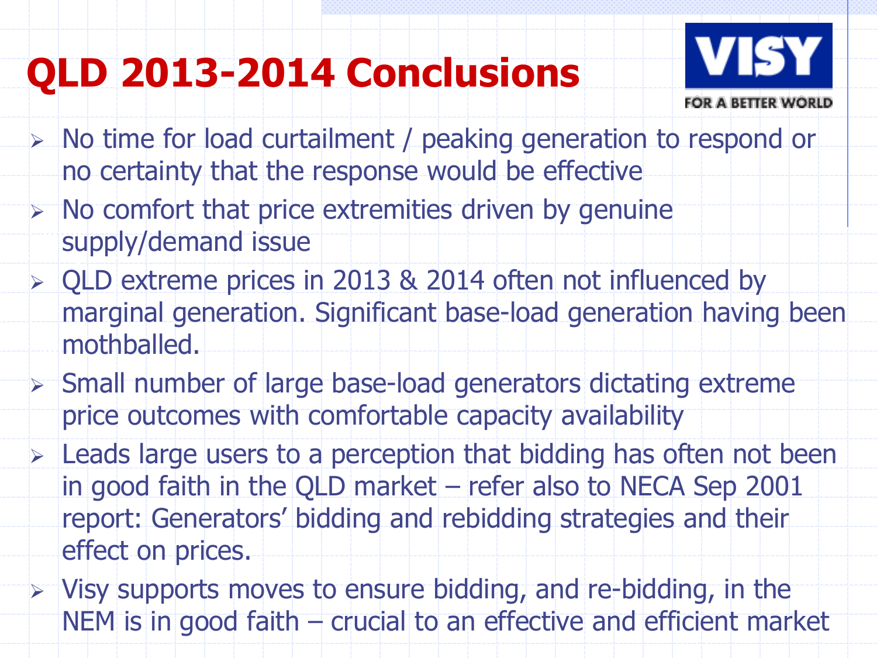# QLD 2013-2014 Conclusions

VISY
FOR A BETTER WORLD

- No time for load curtailment / peaking generation to respond or no certainty that the response would be effective
- No comfort that price extremities driven by genuine supply/demand issue
- QLD extreme prices in 2013 & 2014 often not influenced by marginal generation. Significant base-load generation having been mothballed.
- Small number of large base-load generators dictating extreme price outcomes with comfortable capacity availability
- Leads large users to a perception that bidding has often not been in good faith in the QLD market – refer also to NECA Sep 2001 report: Generators' bidding and rebidding strategies and their effect on prices.
- Visy supports moves to ensure bidding, and re-bidding, in the NEM is in good faith – crucial to an effective and efficient market